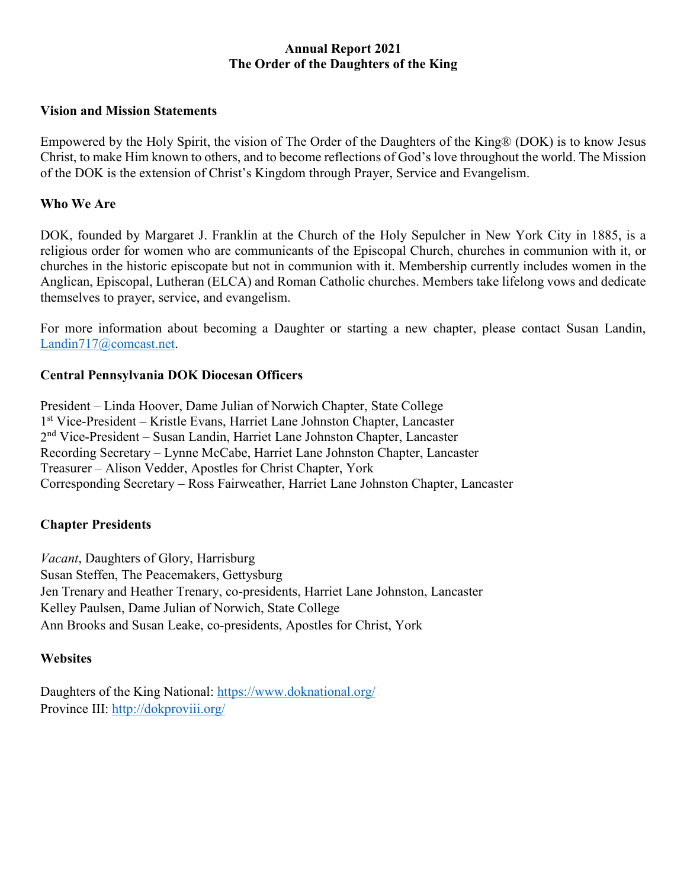# Annual Report 2021
# The Order of the Daughters of the King

## Vision and Mission Statements

Empowered by the Holy Spirit, the vision of The Order of the Daughters of the King® (DOK) is to know Jesus Christ, to make Him known to others, and to become reflections of God's love throughout the world. The Mission of the DOK is the extension of Christ's Kingdom through Prayer, Service and Evangelism.

## Who We Are

DOK, founded by Margaret J. Franklin at the Church of the Holy Sepulcher in New York City in 1885, is a religious order for women who are communicants of the Episcopal Church, churches in communion with it, or churches in the historic episcopate but not in communion with it. Membership currently includes women in the Anglican, Episcopal, Lutheran (ELCA) and Roman Catholic churches. Members take lifelong vows and dedicate themselves to prayer, service, and evangelism.

For more information about becoming a Daughter or starting a new chapter, please contact Susan Landin, [Landin717@comcast.net](mailto:Landin717@comcast.net).

## Central Pennsylvania DOK Diocesan Officers

President – Linda Hoover, Dame Julian of Norwich Chapter, State College
1st Vice-President – Kristle Evans, Harriet Lane Johnston Chapter, Lancaster
2nd Vice-President – Susan Landin, Harriet Lane Johnston Chapter, Lancaster
Recording Secretary – Lynne McCabe, Harriet Lane Johnston Chapter, Lancaster
Treasurer – Alison Vedder, Apostles for Christ Chapter, York
Corresponding Secretary – Ross Fairweather, Harriet Lane Johnston Chapter, Lancaster

## Chapter Presidents

*Vacant*, Daughters of Glory, Harrisburg
Susan Steffen, The Peacemakers, Gettysburg
Jen Trenary and Heather Trenary, co-presidents, Harriet Lane Johnston, Lancaster
Kelley Paulsen, Dame Julian of Norwich, State College
Ann Brooks and Susan Leake, co-presidents, Apostles for Christ, York

## Websites

Daughters of the King National: [https://www.doknational.org/](https://www.doknational.org/)
Province III: [http://dokproviii.org/](http://dokproviii.org/)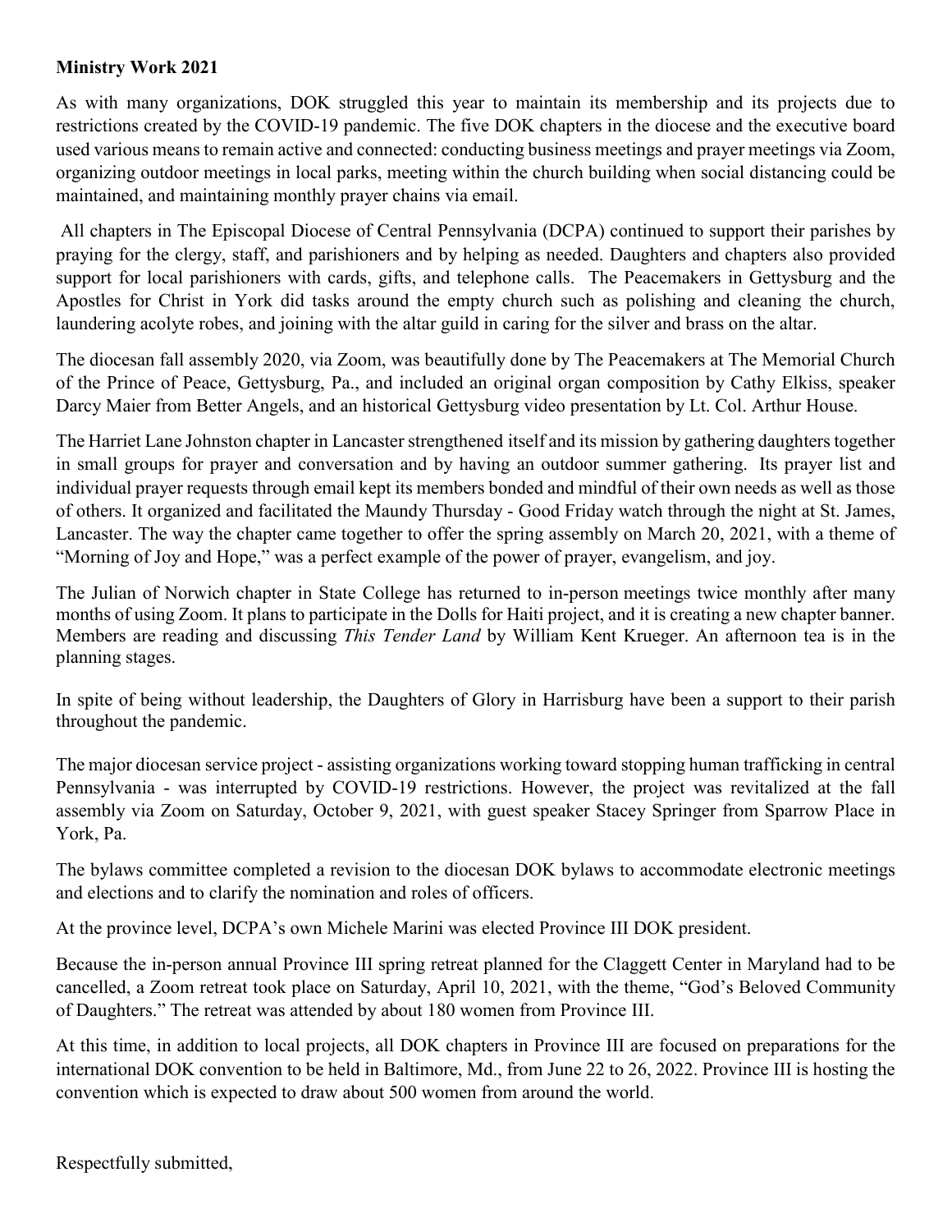**Ministry Work 2021**

As with many organizations, DOK struggled this year to maintain its membership and its projects due to restrictions created by the COVID-19 pandemic. The five DOK chapters in the diocese and the executive board used various means to remain active and connected: conducting business meetings and prayer meetings via Zoom, organizing outdoor meetings in local parks, meeting within the church building when social distancing could be maintained, and maintaining monthly prayer chains via email.

All chapters in The Episcopal Diocese of Central Pennsylvania (DCPA) continued to support their parishes by praying for the clergy, staff, and parishioners and by helping as needed. Daughters and chapters also provided support for local parishioners with cards, gifts, and telephone calls. The Peacemakers in Gettysburg and the Apostles for Christ in York did tasks around the empty church such as polishing and cleaning the church, laundering acolyte robes, and joining with the altar guild in caring for the silver and brass on the altar.

The diocesan fall assembly 2020, via Zoom, was beautifully done by The Peacemakers at The Memorial Church of the Prince of Peace, Gettysburg, Pa., and included an original organ composition by Cathy Elkiss, speaker Darcy Maier from Better Angels, and an historical Gettysburg video presentation by Lt. Col. Arthur House.

The Harriet Lane Johnston chapter in Lancaster strengthened itself and its mission by gathering daughters together in small groups for prayer and conversation and by having an outdoor summer gathering. Its prayer list and individual prayer requests through email kept its members bonded and mindful of their own needs as well as those of others. It organized and facilitated the Maundy Thursday - Good Friday watch through the night at St. James, Lancaster. The way the chapter came together to offer the spring assembly on March 20, 2021, with a theme of "Morning of Joy and Hope," was a perfect example of the power of prayer, evangelism, and joy.

The Julian of Norwich chapter in State College has returned to in-person meetings twice monthly after many months of using Zoom. It plans to participate in the Dolls for Haiti project, and it is creating a new chapter banner. Members are reading and discussing *This Tender Land* by William Kent Krueger. An afternoon tea is in the planning stages.

In spite of being without leadership, the Daughters of Glory in Harrisburg have been a support to their parish throughout the pandemic.

The major diocesan service project - assisting organizations working toward stopping human trafficking in central Pennsylvania - was interrupted by COVID-19 restrictions. However, the project was revitalized at the fall assembly via Zoom on Saturday, October 9, 2021, with guest speaker Stacey Springer from Sparrow Place in York, Pa.

The bylaws committee completed a revision to the diocesan DOK bylaws to accommodate electronic meetings and elections and to clarify the nomination and roles of officers.

At the province level, DCPA's own Michele Marini was elected Province III DOK president.

Because the in-person annual Province III spring retreat planned for the Claggett Center in Maryland had to be cancelled, a Zoom retreat took place on Saturday, April 10, 2021, with the theme, "God's Beloved Community of Daughters." The retreat was attended by about 180 women from Province III.

At this time, in addition to local projects, all DOK chapters in Province III are focused on preparations for the international DOK convention to be held in Baltimore, Md., from June 22 to 26, 2022. Province III is hosting the convention which is expected to draw about 500 women from around the world.

Respectfully submitted,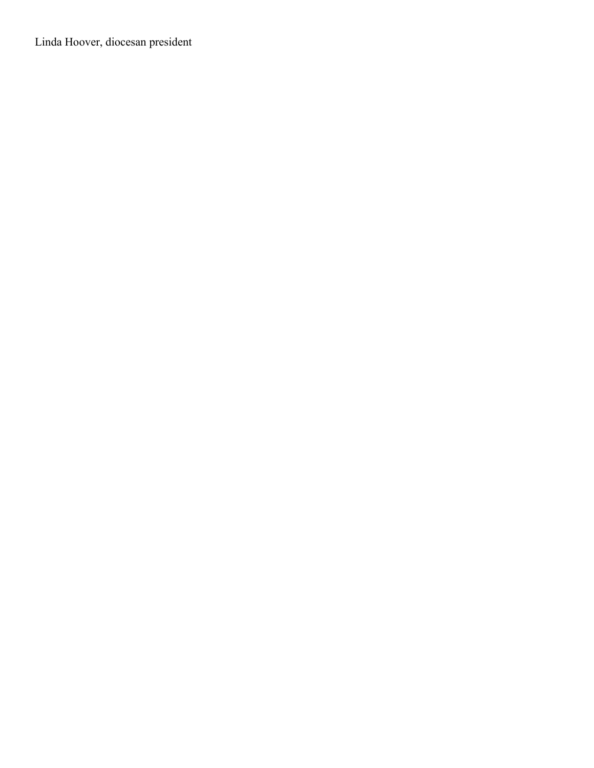Linda Hoover, diocesan president